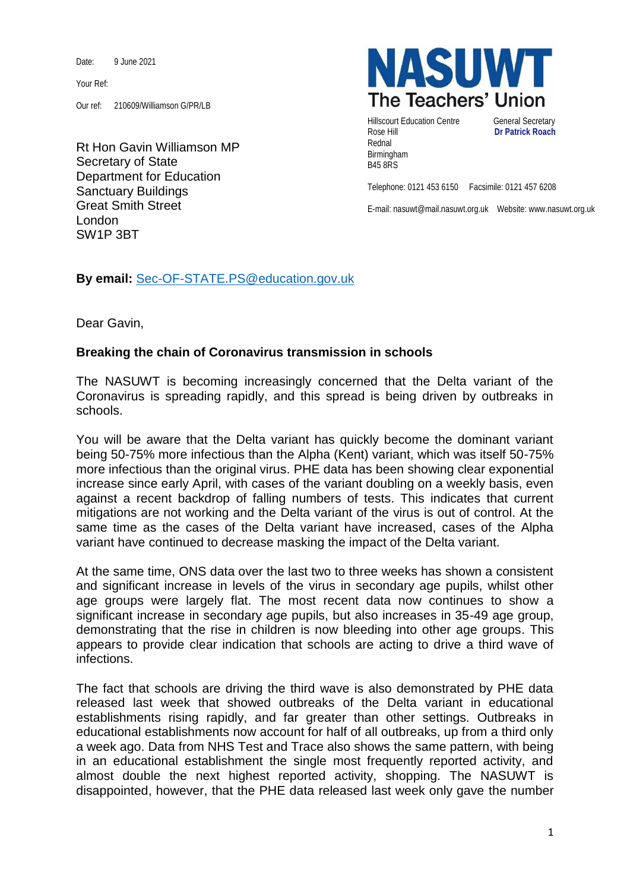Date: 9 June 2021

Your Ref:

Our ref: 210609/Williamson G/PR/LB

**NASUWT**
**The Teachers' Union**

Hillscourt Education Centre
Rose Hill
Rednal
Birmingham
B45 8RS

General Secretary
**Dr Patrick Roach**

Telephone: 0121 453 6150 Facsimile: 0121 457 6208

E-mail: nasuwt@mail.nasuwt.org.uk Website: www.nasuwt.org.uk

Rt Hon Gavin Williamson MP
Secretary of State
Department for Education
Sanctuary Buildings
Great Smith Street
London
SW1P 3BT

**By email:** Sec-OF-STATE.PS@education.gov.uk

Dear Gavin,

**Breaking the chain of Coronavirus transmission in schools**

The NASUWT is becoming increasingly concerned that the Delta variant of the Coronavirus is spreading rapidly, and this spread is being driven by outbreaks in schools.

You will be aware that the Delta variant has quickly become the dominant variant being 50-75% more infectious than the Alpha (Kent) variant, which was itself 50-75% more infectious than the original virus. PHE data has been showing clear exponential increase since early April, with cases of the variant doubling on a weekly basis, even against a recent backdrop of falling numbers of tests. This indicates that current mitigations are not working and the Delta variant of the virus is out of control. At the same time as the cases of the Delta variant have increased, cases of the Alpha variant have continued to decrease masking the impact of the Delta variant.

At the same time, ONS data over the last two to three weeks has shown a consistent and significant increase in levels of the virus in secondary age pupils, whilst other age groups were largely flat. The most recent data now continues to show a significant increase in secondary age pupils, but also increases in 35-49 age group, demonstrating that the rise in children is now bleeding into other age groups. This appears to provide clear indication that schools are acting to drive a third wave of infections.

The fact that schools are driving the third wave is also demonstrated by PHE data released last week that showed outbreaks of the Delta variant in educational establishments rising rapidly, and far greater than other settings. Outbreaks in educational establishments now account for half of all outbreaks, up from a third only a week ago. Data from NHS Test and Trace also shows the same pattern, with being in an educational establishment the single most frequently reported activity, and almost double the next highest reported activity, shopping. The NASUWT is disappointed, however, that the PHE data released last week only gave the number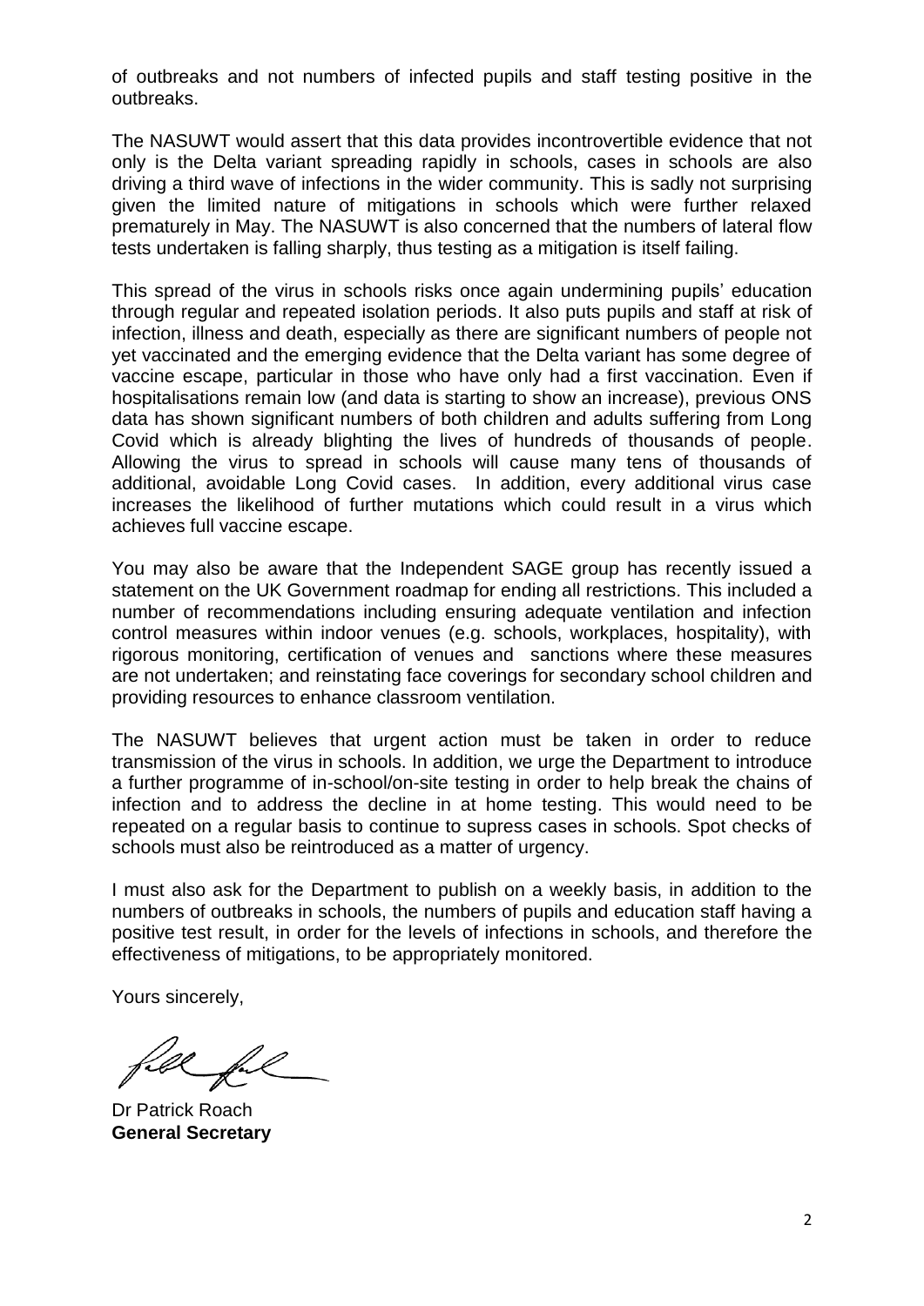of outbreaks and not numbers of infected pupils and staff testing positive in the outbreaks.

The NASUWT would assert that this data provides incontrovertible evidence that not only is the Delta variant spreading rapidly in schools, cases in schools are also driving a third wave of infections in the wider community. This is sadly not surprising given the limited nature of mitigations in schools which were further relaxed prematurely in May. The NASUWT is also concerned that the numbers of lateral flow tests undertaken is falling sharply, thus testing as a mitigation is itself failing.

This spread of the virus in schools risks once again undermining pupils' education through regular and repeated isolation periods. It also puts pupils and staff at risk of infection, illness and death, especially as there are significant numbers of people not yet vaccinated and the emerging evidence that the Delta variant has some degree of vaccine escape, particular in those who have only had a first vaccination. Even if hospitalisations remain low (and data is starting to show an increase), previous ONS data has shown significant numbers of both children and adults suffering from Long Covid which is already blighting the lives of hundreds of thousands of people. Allowing the virus to spread in schools will cause many tens of thousands of additional, avoidable Long Covid cases. In addition, every additional virus case increases the likelihood of further mutations which could result in a virus which achieves full vaccine escape.

You may also be aware that the Independent SAGE group has recently issued a statement on the UK Government roadmap for ending all restrictions. This included a number of recommendations including ensuring adequate ventilation and infection control measures within indoor venues (e.g. schools, workplaces, hospitality), with rigorous monitoring, certification of venues and sanctions where these measures are not undertaken; and reinstating face coverings for secondary school children and providing resources to enhance classroom ventilation.

The NASUWT believes that urgent action must be taken in order to reduce transmission of the virus in schools. In addition, we urge the Department to introduce a further programme of in-school/on-site testing in order to help break the chains of infection and to address the decline in at home testing. This would need to be repeated on a regular basis to continue to supress cases in schools. Spot checks of schools must also be reintroduced as a matter of urgency.

I must also ask for the Department to publish on a weekly basis, in addition to the numbers of outbreaks in schools, the numbers of pupils and education staff having a positive test result, in order for the levels of infections in schools, and therefore the effectiveness of mitigations, to be appropriately monitored.

Yours sincerely,

Dr Patrick Roach
**General Secretary**